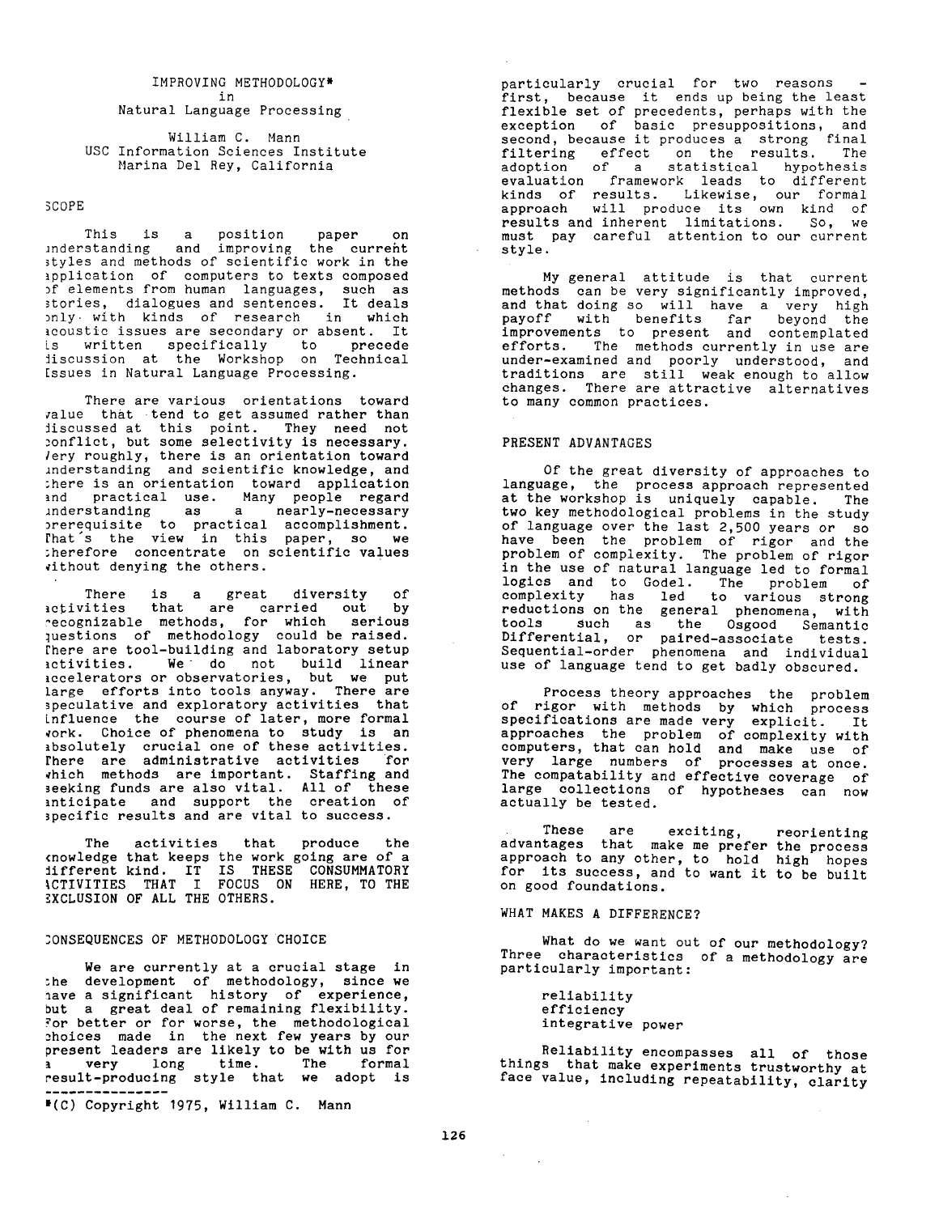# IMPROVING METHODOLOGY* in Natural Language Processing

William C. Mann
USC Information Sciences Institute
Marina Del Rey, California

## SCOPE

This is a position paper on understanding and improving the current styles and methods of scientific work in the application of computers to texts composed of elements from human languages, such as stories, dialogues and sentences. It deals only with kinds of research in which acoustic issues are secondary or absent. It is written specifically to precede discussion at the Workshop on Technical Issues in Natural Language Processing.

There are various orientations toward value that tend to get assumed rather than discussed at this point. They need not conflict, but some selectivity is necessary. Very roughly, there is an orientation toward understanding and scientific knowledge, and there is an orientation toward application and practical use. Many people regard understanding as a nearly-necessary prerequisite to practical accomplishment. That's the view in this paper, so we therefore concentrate on scientific values without denying the others.

There is a great diversity of activities that are carried out by recognizable methods, for which serious questions of methodology could be raised. There are tool-building and laboratory setup activities. We do not build linear accelerators or observatories, but we put large efforts into tools anyway. There are speculative and exploratory activities that influence the course of later, more formal work. Choice of phenomena to study is an absolutely crucial one of these activities. There are administrative activities for which methods are important. Staffing and seeking funds are also vital. All of these anticipate and support the creation of specific results and are vital to success.

The activities that produce the knowledge that keeps the work going are of a different kind. IT IS THESE CONSUMMATORY ACTIVITIES THAT I FOCUS ON HERE, TO THE EXCLUSION OF ALL THE OTHERS.

## CONSEQUENCES OF METHODOLOGY CHOICE

We are currently at a crucial stage in the development of methodology, since we have a significant history of experience, but a great deal of remaining flexibility. For better or for worse, the methodological choices made in the next few years by our present leaders are likely to be with us for a very long time. The formal result-producing style that we adopt is particularly crucial for two reasons - first, because it ends up being the least flexible set of precedents, perhaps with the exception of basic presuppositions, and second, because it produces a strong final filtering effect on the results. The adoption of a statistical hypothesis evaluation framework leads to different kinds of results. Likewise, our formal approach will produce its own kind of results and inherent limitations. So, we must pay careful attention to our current style.

My general attitude is that current methods can be very significantly improved, and that doing so will have a very high payoff with benefits far beyond the improvements to present and contemplated efforts. The methods currently in use are under-examined and poorly understood, and traditions are still weak enough to allow changes. There are attractive alternatives to many common practices.

## PRESENT ADVANTAGES

Of the great diversity of approaches to language, the process approach represented at the workshop is uniquely capable. The two key methodological problems in the study of language over the last 2,500 years or so have been the problem of rigor and the problem of complexity. The problem of rigor in the use of natural language led to formal logics and to Godel. The problem of complexity has led to various strong reductions on the general phenomena, with tools such as the Osgood Semantic Differential, or paired-associate tests. Sequential-order phenomena and individual use of language tend to get badly obscured.

Process theory approaches the problem of rigor with methods by which process specifications are made very explicit. It approaches the problem of complexity with computers, that can hold and make use of very large numbers of processes at once. The compatability and effective coverage of large collections of hypotheses can now actually be tested.

These are exciting, reorienting advantages that make me prefer the process approach to any other, to hold high hopes for its success, and to want it to be built on good foundations.

## WHAT MAKES A DIFFERENCE?

What do we want out of our methodology? Three characteristics of a methodology are particularly important:

reliability
efficiency
integrative power

Reliability encompasses all of those things that make experiments trustworthy at face value, including repeatability, clarity

---

*(C) Copyright 1975, William C. Mann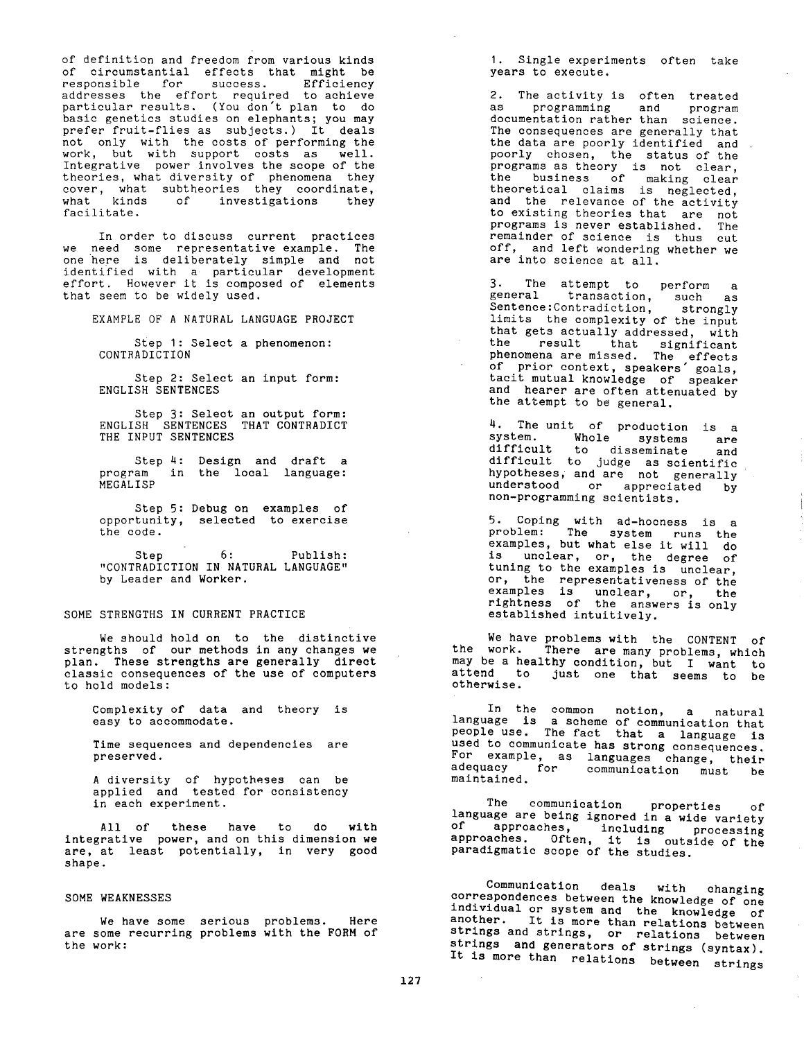of definition and freedom from various kinds of circumstantial effects that might be responsible for success. Efficiency addresses the effort required to achieve particular results. (You don't plan to do basic genetics studies on elephants; you may prefer fruit-flies as subjects.) It deals not only with the costs of performing the work, but with support costs as well. Integrative power involves the scope of the theories, what diversity of phenomena they cover, what subtheories they coordinate, what kinds of investigations they facilitate.

In order to discuss current practices we need some representative example. The one here is deliberately simple and not identified with a particular development effort. However it is composed of elements that seem to be widely used.

EXAMPLE OF A NATURAL LANGUAGE PROJECT

Step 1: Select a phenomenon: CONTRADICTION

Step 2: Select an input form: ENGLISH SENTENCES

Step 3: Select an output form: ENGLISH SENTENCES THAT CONTRADICT THE INPUT SENTENCES

Step 4: Design and draft a program in the local language: MEGALISP

Step 5: Debug on examples of opportunity, selected to exercise the code.

Step 6: Publish: "CONTRADICTION IN NATURAL LANGUAGE" by Leader and Worker.

## SOME STRENGTHS IN CURRENT PRACTICE

We should hold on to the distinctive strengths of our methods in any changes we plan. These strengths are generally direct classic consequences of the use of computers to hold models:

Complexity of data and theory is easy to accommodate.

Time sequences and dependencies are preserved.

A diversity of hypotheses can be applied and tested for consistency in each experiment.

All of these have to do with integrative power, and on this dimension we are, at least potentially, in very good shape.

## SOME WEAKNESSES

We have some serious problems. Here are some recurring problems with the FORM of the work:

1. Single experiments often take years to execute.

2. The activity is often treated as programming and program documentation rather than science. The consequences are generally that the data are poorly identified and poorly chosen, the status of the programs as theory is not clear, the business of making clear theoretical claims is neglected, and the relevance of the activity to existing theories that are not programs is never established. The remainder of science is thus cut off, and left wondering whether we are into science at all.

3. The attempt to perform a general transaction, such as Sentence:Contradiction, strongly limits the complexity of the input that gets actually addressed, with the result that significant phenomena are missed. The effects of prior context, speakers' goals, tacit mutual knowledge of speaker and hearer are often attenuated by the attempt to be general.

4. The unit of production is a system. Whole systems are difficult to disseminate and difficult to judge as scientific hypotheses, and are not generally understood or appreciated by non-programming scientists.

5. Coping with ad-hocness is a problem: The system runs the examples, but what else it will do is unclear, or, the degree of tuning to the examples is unclear, or, the representativeness of the examples is unclear, or, the rightness of the answers is only established intuitively.

We have problems with the CONTENT of the work. There are many problems, which may be a healthy condition, but I want to attend to just one that seems to be otherwise.

In the common notion, a natural language is a scheme of communication that people use. The fact that a language is used to communicate has strong consequences. For example, as languages change, their adequacy for communication must be maintained.

The communication properties of language are being ignored in a wide variety of approaches, including processing approaches. Often, it is outside of the paradigmatic scope of the studies.

Communication deals with changing correspondences between the knowledge of one individual or system and the knowledge of another. It is more than relations between strings and strings, or relations between strings and generators of strings (syntax). It is more than relations between strings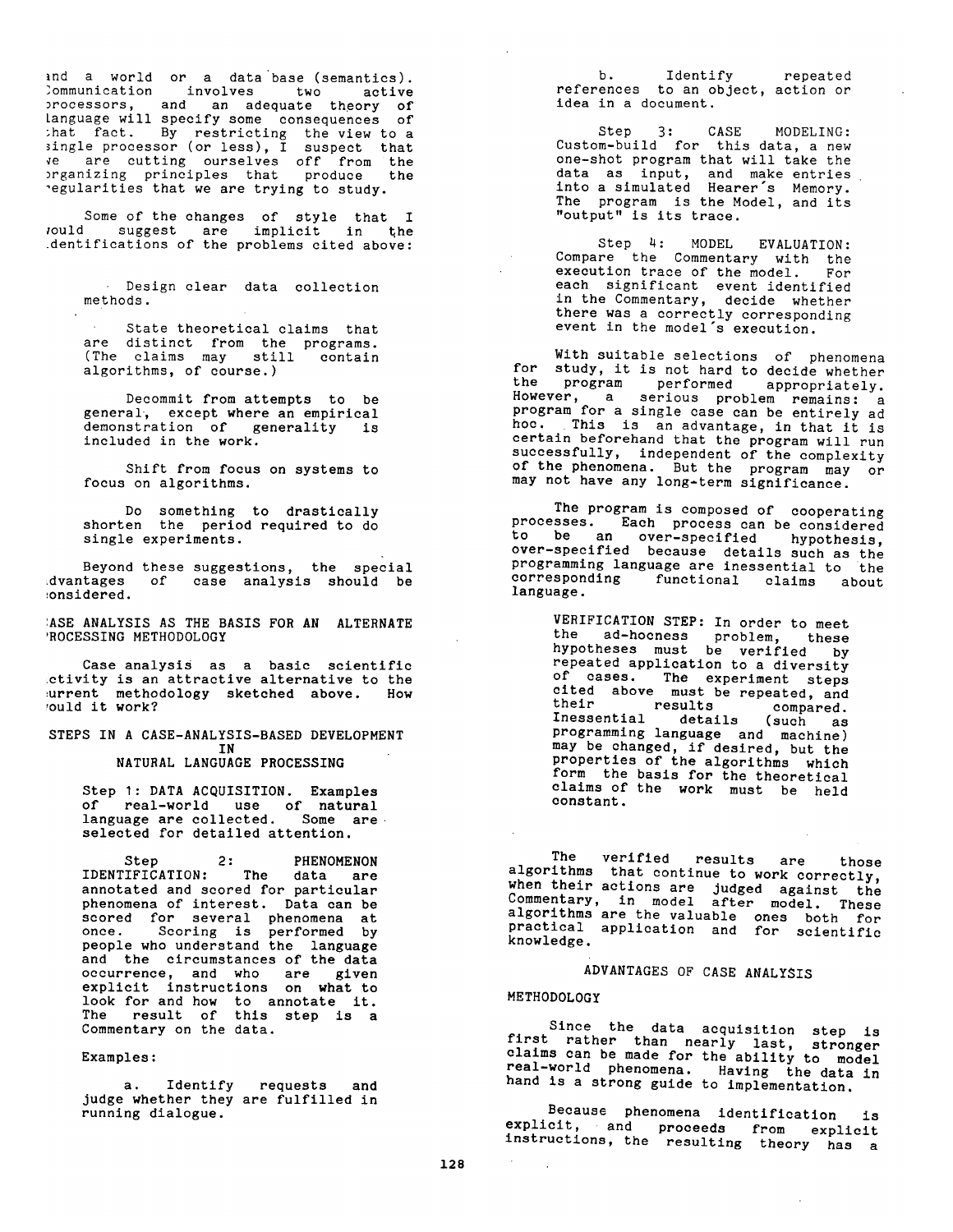and a world or a data base (semantics). Communication involves two active processors, and an adequate theory of language will specify some consequences of that fact. By restricting the view to a single processor (or less), I suspect that we are cutting ourselves off from the organizing principles that produce the regularities that we are trying to study.

Some of the changes of style that I would suggest are implicit in the identifications of the problems cited above:

- Design clear data collection methods.

- State theoretical claims that are distinct from the programs. (The claims may still contain algorithms, of course.)

- Decommit from attempts to be general, except where an empirical demonstration of generality is included in the work.

- Shift from focus on systems to focus on algorithms.

- Do something to drastically shorten the period required to do single experiments.

Beyond these suggestions, the special advantages of case analysis should be considered.

## CASE ANALYSIS AS THE BASIS FOR AN ALTERNATE PROCESSING METHODOLOGY

Case analysis as a basic scientific activity is an attractive alternative to the current methodology sketched above. How would it work?

### STEPS IN A CASE-ANALYSIS-BASED DEVELOPMENT IN NATURAL LANGUAGE PROCESSING

Step 1: DATA ACQUISITION. Examples of real-world use of natural language are collected. Some are selected for detailed attention.

Step 2: PHENOMENON IDENTIFICATION: The data are annotated and scored for particular phenomena of interest. Data can be scored for several phenomena at once. Scoring is performed by people who understand the language and the circumstances of the data occurrence, and who are given explicit instructions on what to look for and how to annotate it. The result of this step is a Commentary on the data.

Examples:

a. Identify requests and judge whether they are fulfilled in running dialogue.

b. Identify repeated references to an object, action or idea in a document.

Step 3: CASE MODELING: Custom-build for this data, a new one-shot program that will take the data as input, and make entries into a simulated Hearer's Memory. The program is the Model, and its "output" is its trace.

Step 4: MODEL EVALUATION: Compare the Commentary with the execution trace of the model. For each significant event identified in the Commentary, decide whether there was a correctly corresponding event in the model's execution.

With suitable selections of phenomena for study, it is not hard to decide whether the program performed appropriately. However, a serious problem remains: a program for a single case can be entirely ad hoc. This is an advantage, in that it is certain beforehand that the program will run successfully, independent of the complexity of the phenomena. But the program may or may not have any long-term significance.

The program is composed of cooperating processes. Each process can be considered to be an over-specified hypothesis, over-specified because details such as the programming language are inessential to the corresponding functional claims about language.

VERIFICATION STEP: In order to meet the ad-hocness problem, these hypotheses must be verified by repeated application to a diversity of cases. The experiment steps cited above must be repeated, and their results compared. Inessential details (such as programming language and machine) may be changed, if desired, but the properties of the algorithms which form the basis for the theoretical claims of the work must be held constant.

The verified results are those algorithms that continue to work correctly, when their actions are judged against the Commentary, in model after model. These algorithms are the valuable ones both for practical application and for scientific knowledge.

## ADVANTAGES OF CASE ANALYSIS

### METHODOLOGY

Since the data acquisition step is first rather than nearly last, stronger claims can be made for the ability to model real-world phenomena. Having the data in hand is a strong guide to implementation.

Because phenomena identification is explicit, and proceeds from explicit instructions, the resulting theory has a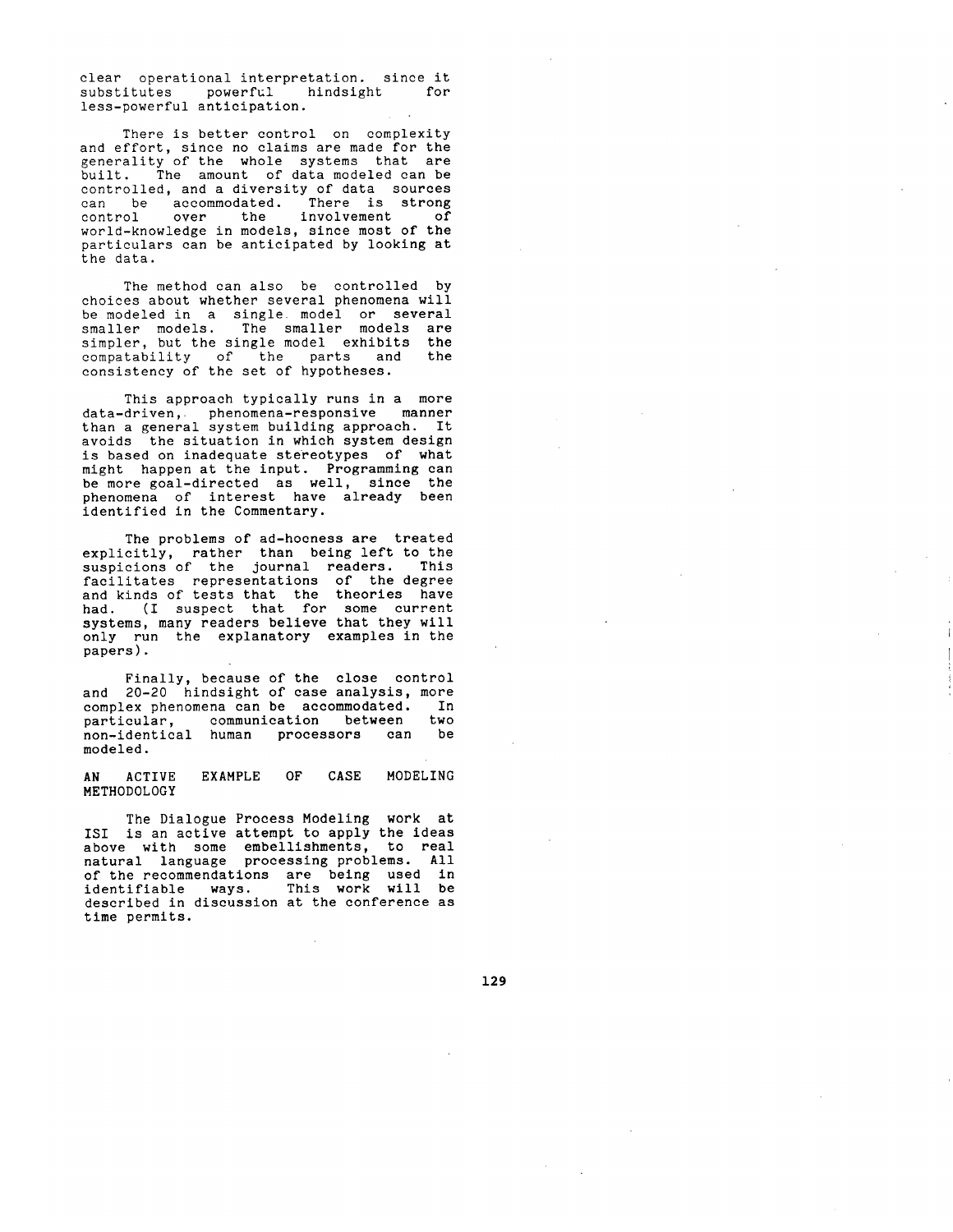clear operational interpretation. since it substitutes powerful hindsight for less-powerful anticipation.

There is better control on complexity and effort, since no claims are made for the generality of the whole systems that are built. The amount of data modeled can be controlled, and a diversity of data sources can be accommodated. There is strong control over the involvement of world-knowledge in models, since most of the particulars can be anticipated by looking at the data.

The method can also be controlled by choices about whether several phenomena will be modeled in a single model or several smaller models. The smaller models are simpler, but the single model exhibits the compatability of the parts and the consistency of the set of hypotheses.

This approach typically runs in a more data-driven, phenomena-responsive manner than a general system building approach. It avoids the situation in which system design is based on inadequate stereotypes of what might happen at the input. Programming can be more goal-directed as well, since the phenomena of interest have already been identified in the Commentary.

The problems of ad-hocness are treated explicitly, rather than being left to the suspicions of the journal readers. This facilitates representations of the degree and kinds of tests that the theories have had. (I suspect that for some current systems, many readers believe that they will only run the explanatory examples in the papers).

Finally, because of the close control and 20-20 hindsight of case analysis, more complex phenomena can be accommodated. In particular, communication between two non-identical human processors can be modeled.

## AN ACTIVE EXAMPLE OF CASE MODELING METHODOLOGY

The Dialogue Process Modeling work at ISI is an active attempt to apply the ideas above with some embellishments, to real natural language processing problems. All of the recommendations are being used in identifiable ways. This work will be described in discussion at the conference as time permits.